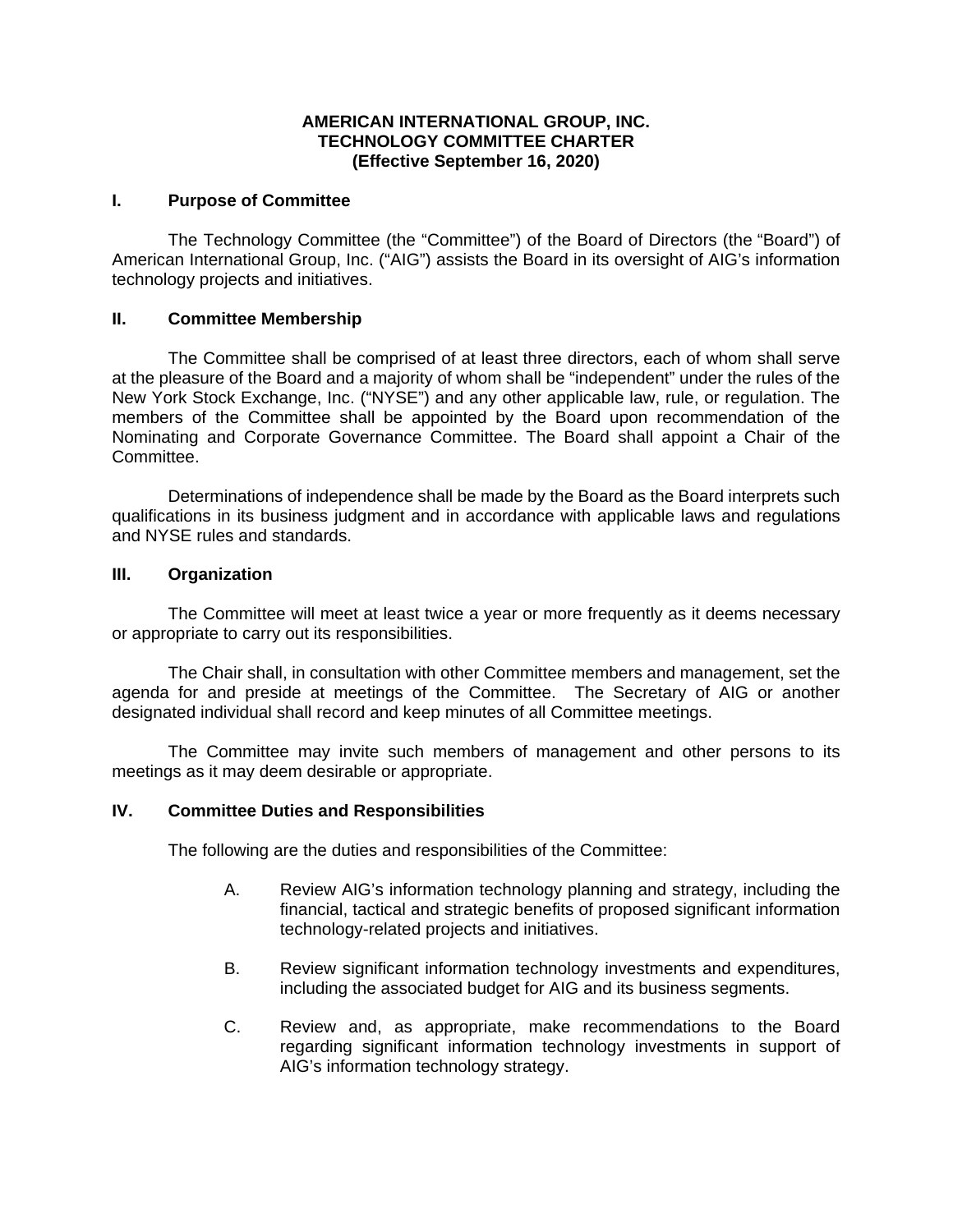**AMERICAN INTERNATIONAL GROUP, INC.**
**TECHNOLOGY COMMITTEE CHARTER**
**(Effective September 16, 2020)**

## I. Purpose of Committee

The Technology Committee (the "Committee") of the Board of Directors (the "Board") of American International Group, Inc. ("AIG") assists the Board in its oversight of AIG's information technology projects and initiatives.

## II. Committee Membership

The Committee shall be comprised of at least three directors, each of whom shall serve at the pleasure of the Board and a majority of whom shall be "independent" under the rules of the New York Stock Exchange, Inc. ("NYSE") and any other applicable law, rule, or regulation. The members of the Committee shall be appointed by the Board upon recommendation of the Nominating and Corporate Governance Committee. The Board shall appoint a Chair of the Committee.

Determinations of independence shall be made by the Board as the Board interprets such qualifications in its business judgment and in accordance with applicable laws and regulations and NYSE rules and standards.

## III. Organization

The Committee will meet at least twice a year or more frequently as it deems necessary or appropriate to carry out its responsibilities.

The Chair shall, in consultation with other Committee members and management, set the agenda for and preside at meetings of the Committee. The Secretary of AIG or another designated individual shall record and keep minutes of all Committee meetings.

The Committee may invite such members of management and other persons to its meetings as it may deem desirable or appropriate.

## IV. Committee Duties and Responsibilities

The following are the duties and responsibilities of the Committee:

A. Review AIG's information technology planning and strategy, including the financial, tactical and strategic benefits of proposed significant information technology-related projects and initiatives.

B. Review significant information technology investments and expenditures, including the associated budget for AIG and its business segments.

C. Review and, as appropriate, make recommendations to the Board regarding significant information technology investments in support of AIG's information technology strategy.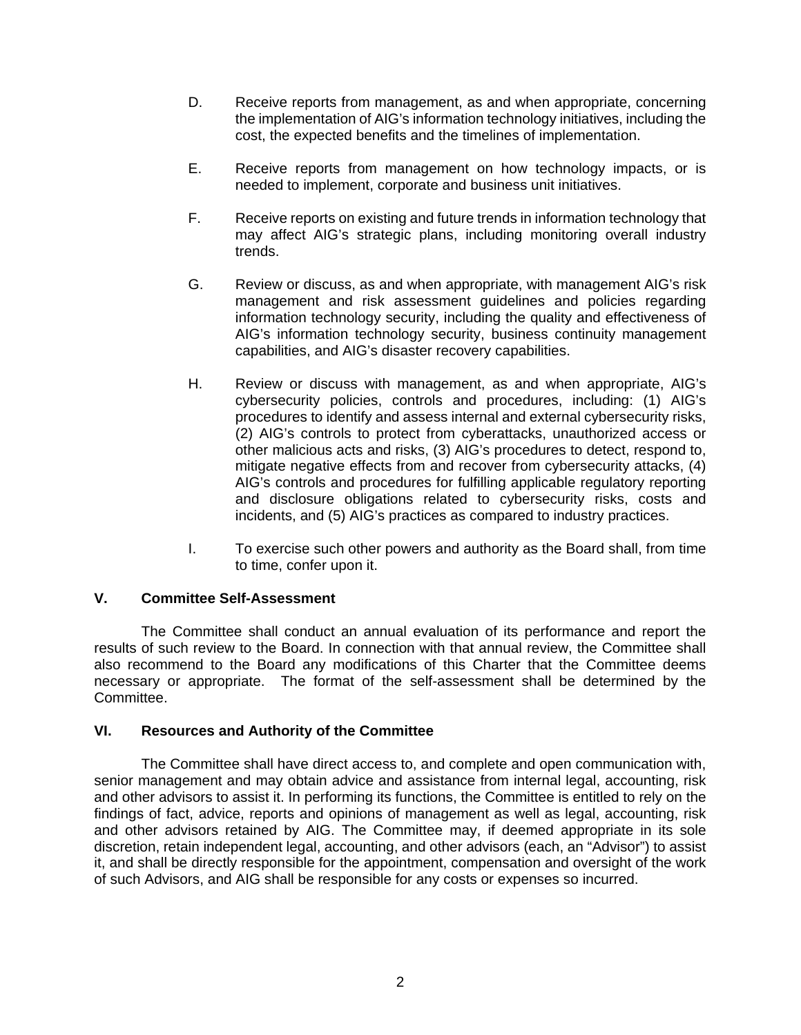D. Receive reports from management, as and when appropriate, concerning the implementation of AIG's information technology initiatives, including the cost, the expected benefits and the timelines of implementation.

E. Receive reports from management on how technology impacts, or is needed to implement, corporate and business unit initiatives.

F. Receive reports on existing and future trends in information technology that may affect AIG's strategic plans, including monitoring overall industry trends.

G. Review or discuss, as and when appropriate, with management AIG's risk management and risk assessment guidelines and policies regarding information technology security, including the quality and effectiveness of AIG's information technology security, business continuity management capabilities, and AIG's disaster recovery capabilities.

H. Review or discuss with management, as and when appropriate, AIG's cybersecurity policies, controls and procedures, including: (1) AIG's procedures to identify and assess internal and external cybersecurity risks, (2) AIG's controls to protect from cyberattacks, unauthorized access or other malicious acts and risks, (3) AIG's procedures to detect, respond to, mitigate negative effects from and recover from cybersecurity attacks, (4) AIG's controls and procedures for fulfilling applicable regulatory reporting and disclosure obligations related to cybersecurity risks, costs and incidents, and (5) AIG's practices as compared to industry practices.

I. To exercise such other powers and authority as the Board shall, from time to time, confer upon it.

## V. Committee Self-Assessment

The Committee shall conduct an annual evaluation of its performance and report the results of such review to the Board. In connection with that annual review, the Committee shall also recommend to the Board any modifications of this Charter that the Committee deems necessary or appropriate. The format of the self-assessment shall be determined by the Committee.

## VI. Resources and Authority of the Committee

The Committee shall have direct access to, and complete and open communication with, senior management and may obtain advice and assistance from internal legal, accounting, risk and other advisors to assist it. In performing its functions, the Committee is entitled to rely on the findings of fact, advice, reports and opinions of management as well as legal, accounting, risk and other advisors retained by AIG. The Committee may, if deemed appropriate in its sole discretion, retain independent legal, accounting, and other advisors (each, an "Advisor") to assist it, and shall be directly responsible for the appointment, compensation and oversight of the work of such Advisors, and AIG shall be responsible for any costs or expenses so incurred.